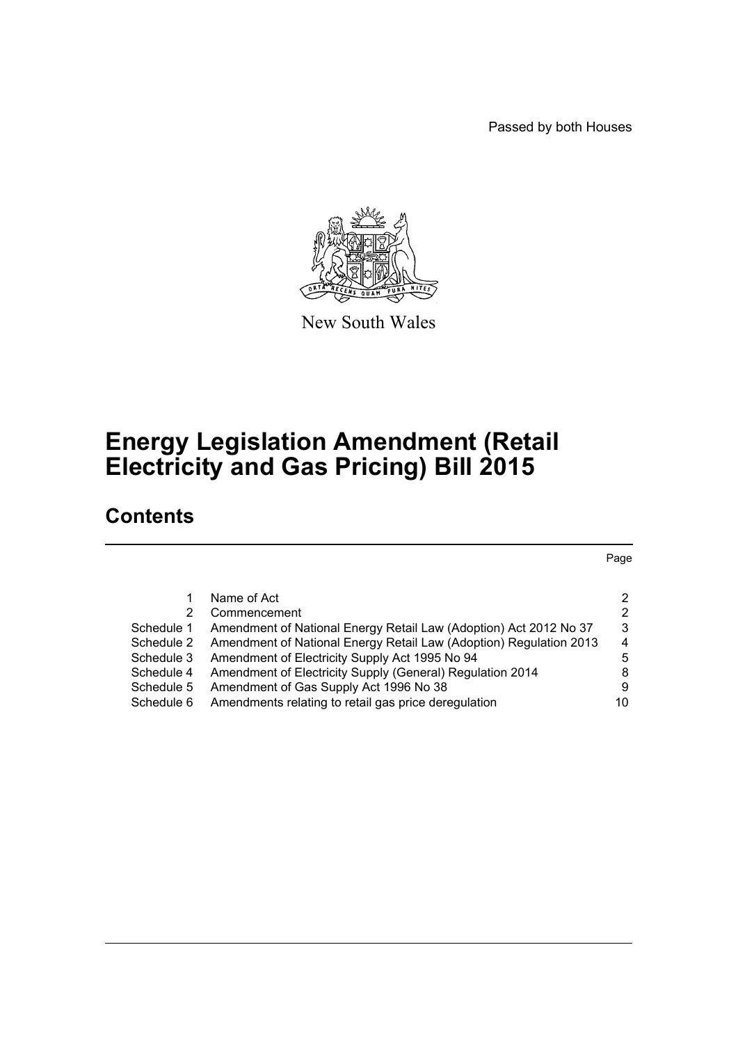Passed by both Houses

New South Wales

# Energy Legislation Amendment (Retail Electricity and Gas Pricing) Bill 2015

## Contents

| | | Page |
|---|---|---|
| 1 | Name of Act | 2 |
| 2 | Commencement | 2 |
| Schedule 1 | Amendment of National Energy Retail Law (Adoption) Act 2012 No 37 | 3 |
| Schedule 2 | Amendment of National Energy Retail Law (Adoption) Regulation 2013 | 4 |
| Schedule 3 | Amendment of Electricity Supply Act 1995 No 94 | 5 |
| Schedule 4 | Amendment of Electricity Supply (General) Regulation 2014 | 8 |
| Schedule 5 | Amendment of Gas Supply Act 1996 No 38 | 9 |
| Schedule 6 | Amendments relating to retail gas price deregulation | 10 |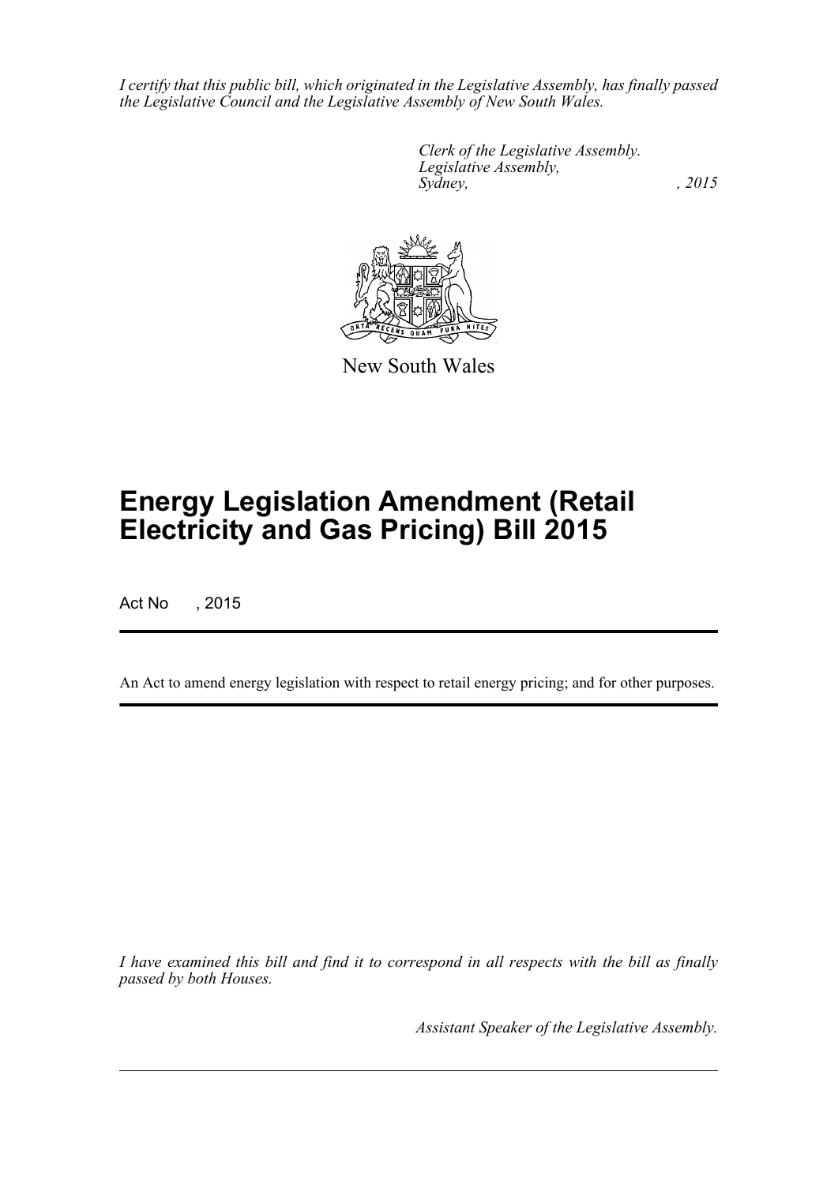*I certify that this public bill, which originated in the Legislative Assembly, has finally passed the Legislative Council and the Legislative Assembly of New South Wales.*

*Clerk of the Legislative Assembly.*
*Legislative Assembly,*
*Sydney, , 2015*

New South Wales

# Energy Legislation Amendment (Retail Electricity and Gas Pricing) Bill 2015

Act No , 2015

An Act to amend energy legislation with respect to retail energy pricing; and for other purposes.

*I have examined this bill and find it to correspond in all respects with the bill as finally passed by both Houses.*

*Assistant Speaker of the Legislative Assembly.*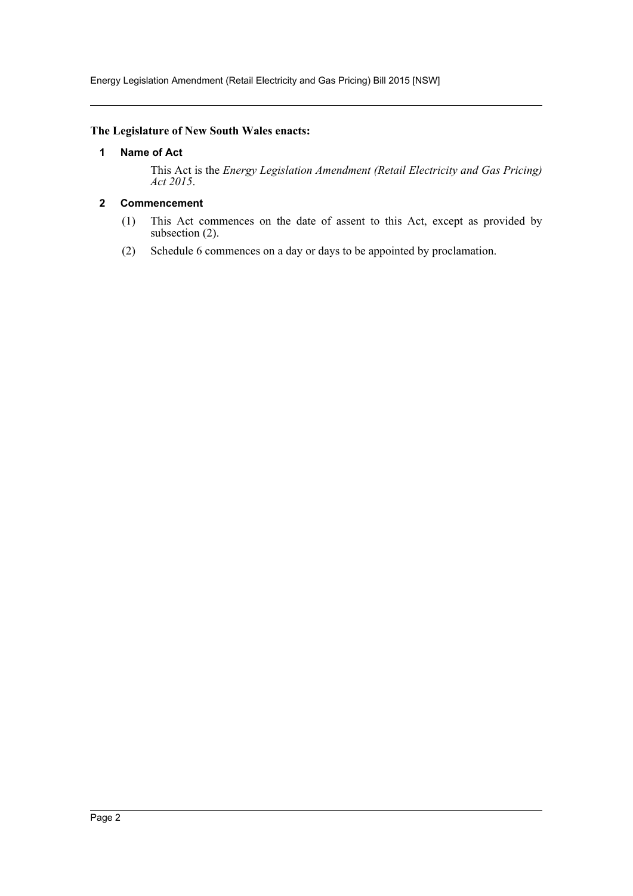**The Legislature of New South Wales enacts:**

## 1 Name of Act

This Act is the *Energy Legislation Amendment (Retail Electricity and Gas Pricing) Act 2015*.

## 2 Commencement

(1) This Act commences on the date of assent to this Act, except as provided by subsection (2).

(2) Schedule 6 commences on a day or days to be appointed by proclamation.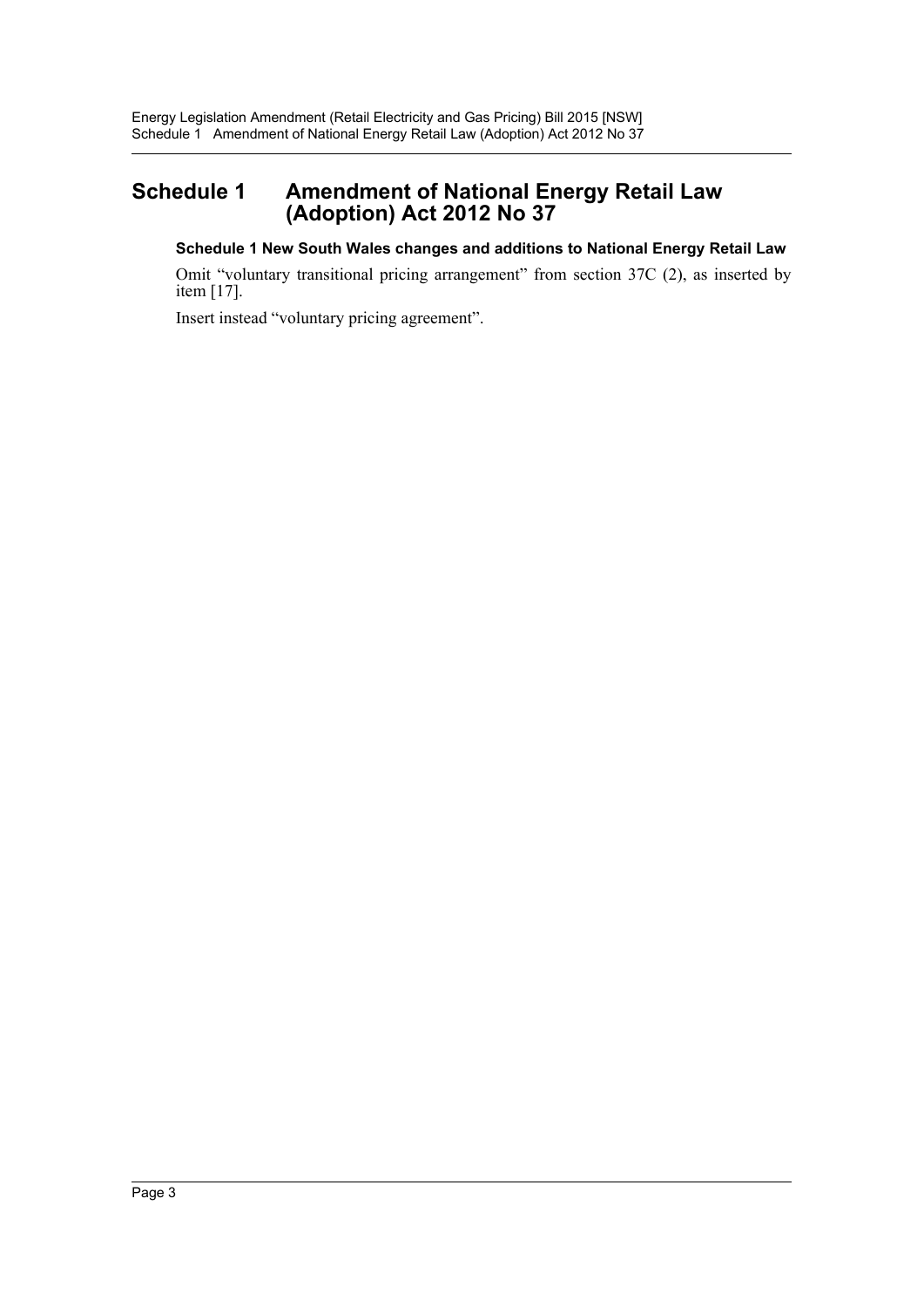# Schedule 1 Amendment of National Energy Retail Law (Adoption) Act 2012 No 37

**Schedule 1 New South Wales changes and additions to National Energy Retail Law**

Omit "voluntary transitional pricing arrangement" from section 37C (2), as inserted by item [17].

Insert instead "voluntary pricing agreement".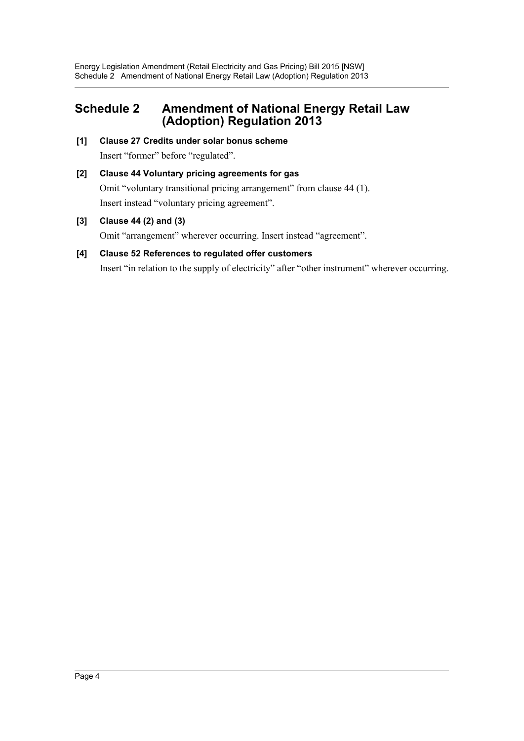# Schedule 2 Amendment of National Energy Retail Law (Adoption) Regulation 2013

**[1] Clause 27 Credits under solar bonus scheme**

Insert “former” before “regulated”.

**[2] Clause 44 Voluntary pricing agreements for gas**

Omit “voluntary transitional pricing arrangement” from clause 44 (1).

Insert instead “voluntary pricing agreement”.

**[3] Clause 44 (2) and (3)**

Omit “arrangement” wherever occurring. Insert instead “agreement”.

**[4] Clause 52 References to regulated offer customers**

Insert “in relation to the supply of electricity” after “other instrument” wherever occurring.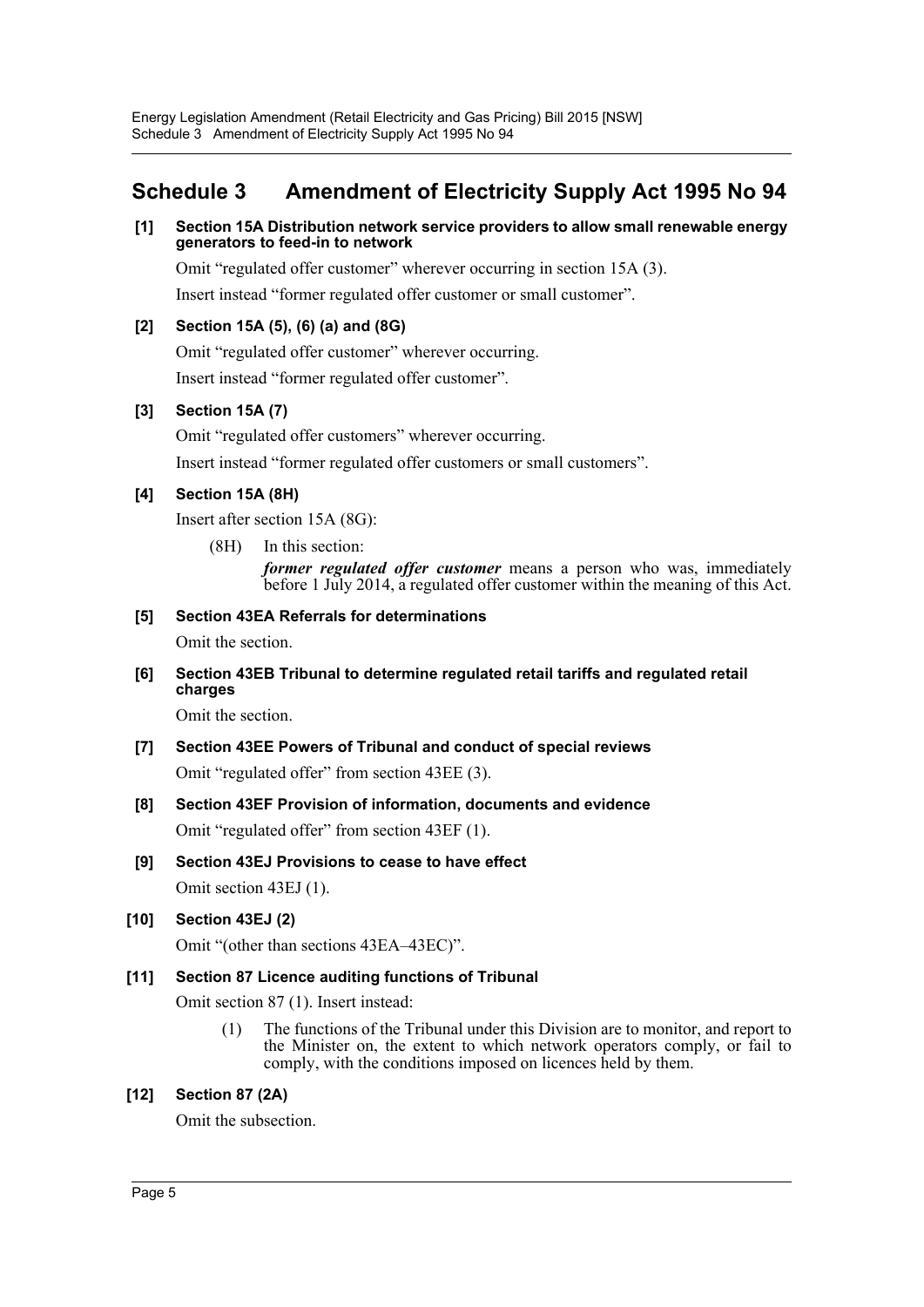## Schedule 3 Amendment of Electricity Supply Act 1995 No 94

**[1] Section 15A Distribution network service providers to allow small renewable energy generators to feed-in to network**

Omit "regulated offer customer" wherever occurring in section 15A (3).

Insert instead "former regulated offer customer or small customer".

**[2] Section 15A (5), (6) (a) and (8G)**

Omit "regulated offer customer" wherever occurring.

Insert instead "former regulated offer customer".

**[3] Section 15A (7)**

Omit "regulated offer customers" wherever occurring.

Insert instead "former regulated offer customers or small customers".

**[4] Section 15A (8H)**

Insert after section 15A (8G):

> (8H) In this section:
>
> ***former regulated offer customer*** means a person who was, immediately before 1 July 2014, a regulated offer customer within the meaning of this Act.

**[5] Section 43EA Referrals for determinations**

Omit the section.

**[6] Section 43EB Tribunal to determine regulated retail tariffs and regulated retail charges**

Omit the section.

**[7] Section 43EE Powers of Tribunal and conduct of special reviews**

Omit "regulated offer" from section 43EE (3).

**[8] Section 43EF Provision of information, documents and evidence**

Omit "regulated offer" from section 43EF (1).

**[9] Section 43EJ Provisions to cease to have effect**

Omit section 43EJ (1).

**[10] Section 43EJ (2)**

Omit "(other than sections 43EA–43EC)".

**[11] Section 87 Licence auditing functions of Tribunal**

Omit section 87 (1). Insert instead:

> (1) The functions of the Tribunal under this Division are to monitor, and report to the Minister on, the extent to which network operators comply, or fail to comply, with the conditions imposed on licences held by them.

**[12] Section 87 (2A)**

Omit the subsection.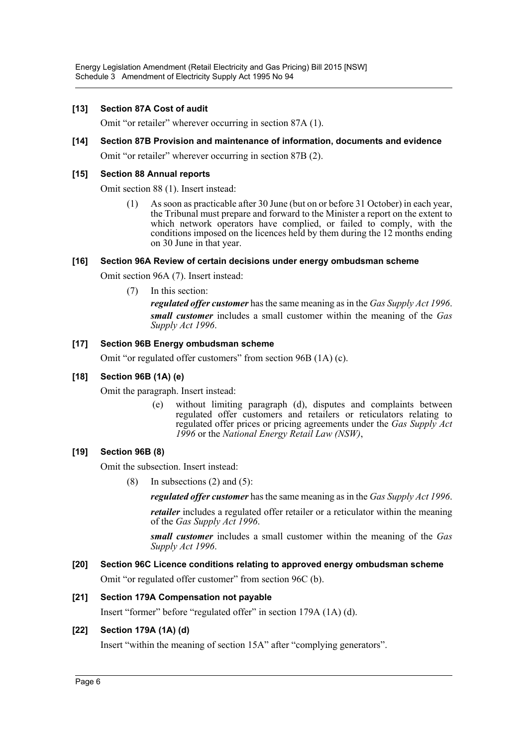### [13] Section 87A Cost of audit

Omit "or retailer" wherever occurring in section 87A (1).

### [14] Section 87B Provision and maintenance of information, documents and evidence

Omit "or retailer" wherever occurring in section 87B (2).

### [15] Section 88 Annual reports

Omit section 88 (1). Insert instead:

> (1) As soon as practicable after 30 June (but on or before 31 October) in each year, the Tribunal must prepare and forward to the Minister a report on the extent to which network operators have complied, or failed to comply, with the conditions imposed on the licences held by them during the 12 months ending on 30 June in that year.

### [16] Section 96A Review of certain decisions under energy ombudsman scheme

Omit section 96A (7). Insert instead:

> (7) In this section:
>
> ***regulated offer customer*** has the same meaning as in the *Gas Supply Act 1996*.
>
> ***small customer*** includes a small customer within the meaning of the *Gas Supply Act 1996*.

### [17] Section 96B Energy ombudsman scheme

Omit "or regulated offer customers" from section 96B (1A) (c).

### [18] Section 96B (1A) (e)

Omit the paragraph. Insert instead:

> (e) without limiting paragraph (d), disputes and complaints between regulated offer customers and retailers or reticulators relating to regulated offer prices or pricing agreements under the *Gas Supply Act 1996* or the *National Energy Retail Law (NSW)*,

### [19] Section 96B (8)

Omit the subsection. Insert instead:

> (8) In subsections (2) and (5):
>
> ***regulated offer customer*** has the same meaning as in the *Gas Supply Act 1996*.
>
> ***retailer*** includes a regulated offer retailer or a reticulator within the meaning of the *Gas Supply Act 1996*.
>
> ***small customer*** includes a small customer within the meaning of the *Gas Supply Act 1996*.

### [20] Section 96C Licence conditions relating to approved energy ombudsman scheme

Omit "or regulated offer customer" from section 96C (b).

### [21] Section 179A Compensation not payable

Insert "former" before "regulated offer" in section 179A (1A) (d).

### [22] Section 179A (1A) (d)

Insert "within the meaning of section 15A" after "complying generators".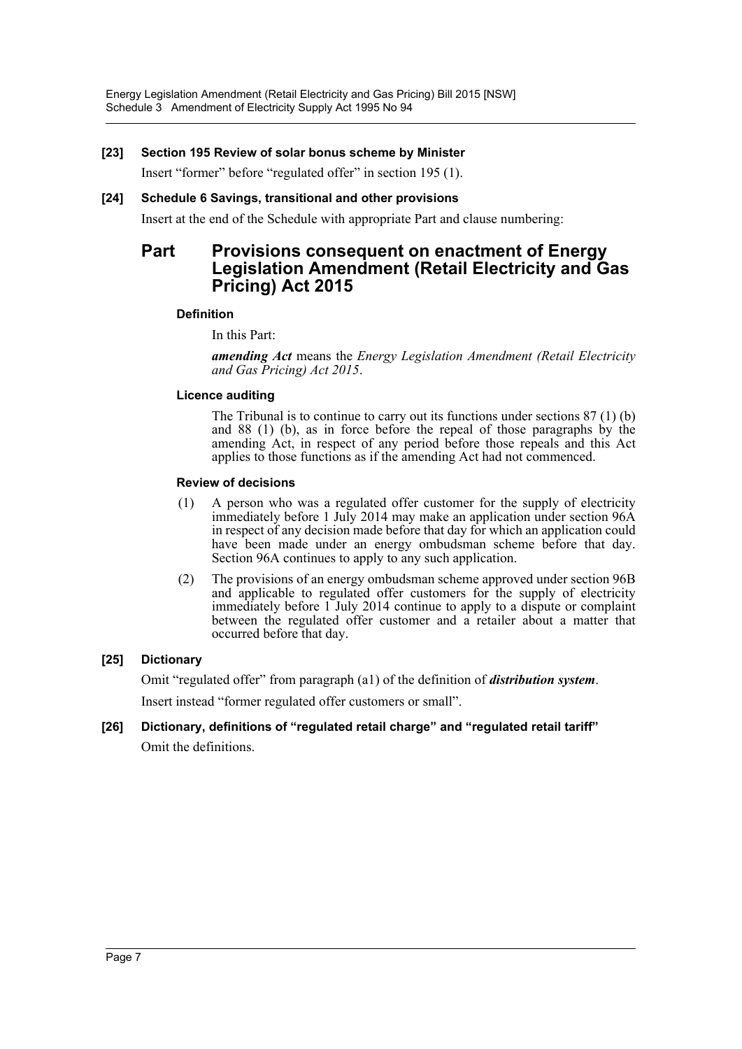**[23] Section 195 Review of solar bonus scheme by Minister**

Insert "former" before "regulated offer" in section 195 (1).

**[24] Schedule 6 Savings, transitional and other provisions**

Insert at the end of the Schedule with appropriate Part and clause numbering:

## Part Provisions consequent on enactment of Energy Legislation Amendment (Retail Electricity and Gas Pricing) Act 2015

**Definition**

In this Part:

***amending Act*** means the *Energy Legislation Amendment (Retail Electricity and Gas Pricing) Act 2015*.

**Licence auditing**

The Tribunal is to continue to carry out its functions under sections 87 (1) (b) and 88 (1) (b), as in force before the repeal of those paragraphs by the amending Act, in respect of any period before those repeals and this Act applies to those functions as if the amending Act had not commenced.

**Review of decisions**

(1) A person who was a regulated offer customer for the supply of electricity immediately before 1 July 2014 may make an application under section 96A in respect of any decision made before that day for which an application could have been made under an energy ombudsman scheme before that day. Section 96A continues to apply to any such application.

(2) The provisions of an energy ombudsman scheme approved under section 96B and applicable to regulated offer customers for the supply of electricity immediately before 1 July 2014 continue to apply to a dispute or complaint between the regulated offer customer and a retailer about a matter that occurred before that day.

**[25] Dictionary**

Omit "regulated offer" from paragraph (a1) of the definition of ***distribution system***.

Insert instead "former regulated offer customers or small".

**[26] Dictionary, definitions of "regulated retail charge" and "regulated retail tariff"**

Omit the definitions.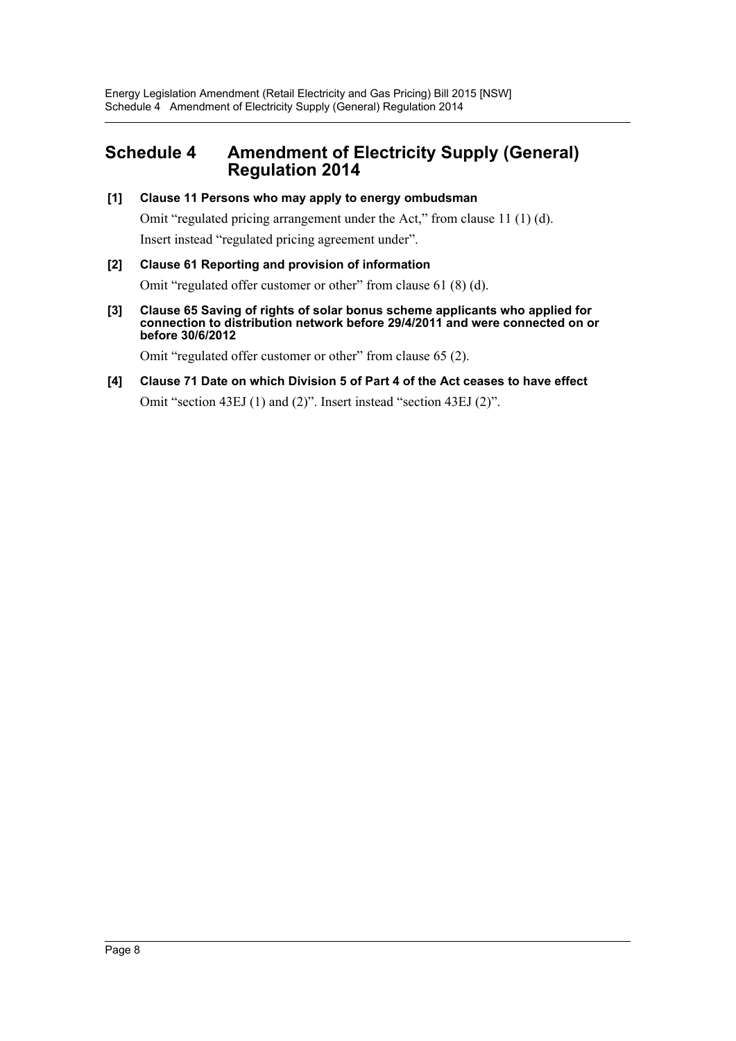# Schedule 4 Amendment of Electricity Supply (General) Regulation 2014

**[1] Clause 11 Persons who may apply to energy ombudsman**

Omit "regulated pricing arrangement under the Act," from clause 11 (1) (d).

Insert instead "regulated pricing agreement under".

**[2] Clause 61 Reporting and provision of information**

Omit "regulated offer customer or other" from clause 61 (8) (d).

**[3] Clause 65 Saving of rights of solar bonus scheme applicants who applied for connection to distribution network before 29/4/2011 and were connected on or before 30/6/2012**

Omit "regulated offer customer or other" from clause 65 (2).

**[4] Clause 71 Date on which Division 5 of Part 4 of the Act ceases to have effect**

Omit "section 43EJ (1) and (2)". Insert instead "section 43EJ (2)".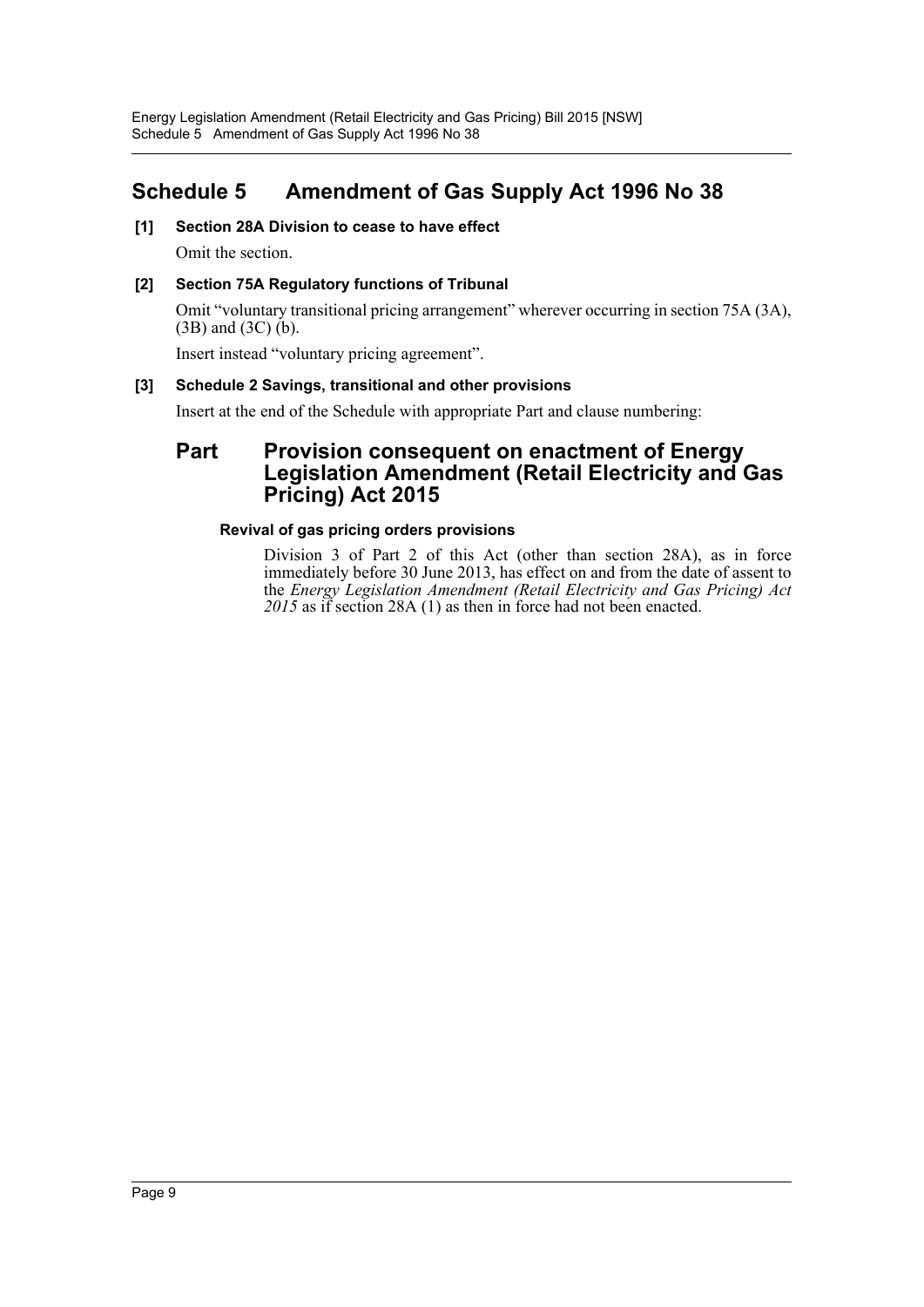# Schedule 5 Amendment of Gas Supply Act 1996 No 38

**[1] Section 28A Division to cease to have effect**

Omit the section.

**[2] Section 75A Regulatory functions of Tribunal**

Omit "voluntary transitional pricing arrangement" wherever occurring in section 75A (3A), (3B) and (3C) (b).

Insert instead "voluntary pricing agreement".

**[3] Schedule 2 Savings, transitional and other provisions**

Insert at the end of the Schedule with appropriate Part and clause numbering:

## Part Provision consequent on enactment of Energy Legislation Amendment (Retail Electricity and Gas Pricing) Act 2015

### Revival of gas pricing orders provisions

Division 3 of Part 2 of this Act (other than section 28A), as in force immediately before 30 June 2013, has effect on and from the date of assent to the *Energy Legislation Amendment (Retail Electricity and Gas Pricing) Act 2015* as if section 28A (1) as then in force had not been enacted.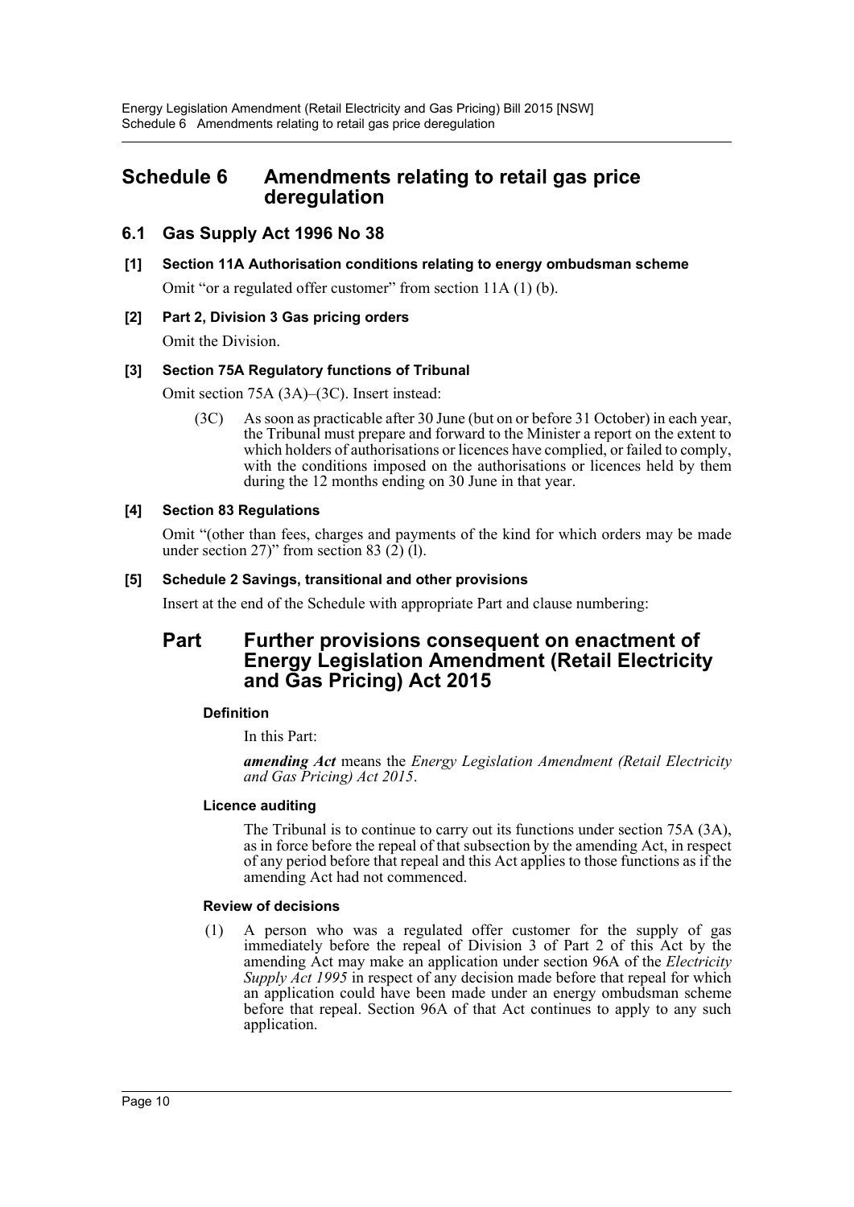# Schedule 6 Amendments relating to retail gas price deregulation

## 6.1 Gas Supply Act 1996 No 38

### [1] Section 11A Authorisation conditions relating to energy ombudsman scheme

Omit "or a regulated offer customer" from section 11A (1) (b).

### [2] Part 2, Division 3 Gas pricing orders

Omit the Division.

### [3] Section 75A Regulatory functions of Tribunal

Omit section 75A (3A)–(3C). Insert instead:

> (3C) As soon as practicable after 30 June (but on or before 31 October) in each year, the Tribunal must prepare and forward to the Minister a report on the extent to which holders of authorisations or licences have complied, or failed to comply, with the conditions imposed on the authorisations or licences held by them during the 12 months ending on 30 June in that year.

### [4] Section 83 Regulations

Omit "(other than fees, charges and payments of the kind for which orders may be made under section 27)" from section 83 (2) (l).

### [5] Schedule 2 Savings, transitional and other provisions

Insert at the end of the Schedule with appropriate Part and clause numbering:

## Part Further provisions consequent on enactment of Energy Legislation Amendment (Retail Electricity and Gas Pricing) Act 2015

#### Definition

In this Part:

***amending Act*** means the *Energy Legislation Amendment (Retail Electricity and Gas Pricing) Act 2015*.

#### Licence auditing

The Tribunal is to continue to carry out its functions under section 75A (3A), as in force before the repeal of that subsection by the amending Act, in respect of any period before that repeal and this Act applies to those functions as if the amending Act had not commenced.

#### Review of decisions

(1) A person who was a regulated offer customer for the supply of gas immediately before the repeal of Division 3 of Part 2 of this Act by the amending Act may make an application under section 96A of the *Electricity Supply Act 1995* in respect of any decision made before that repeal for which an application could have been made under an energy ombudsman scheme before that repeal. Section 96A of that Act continues to apply to any such application.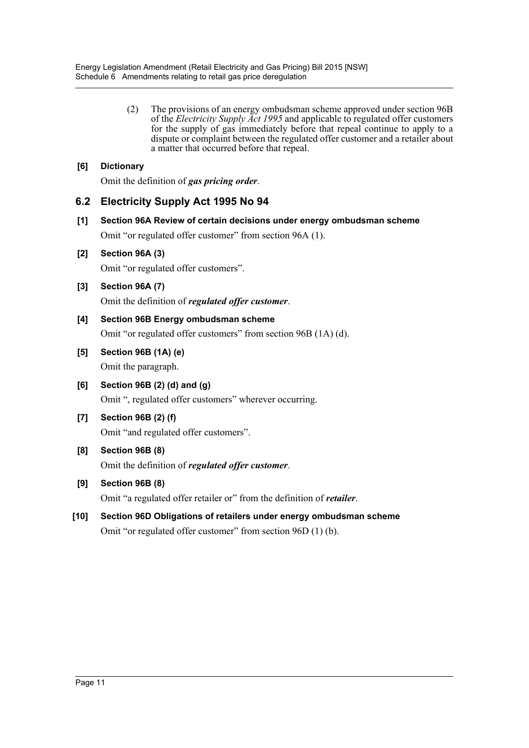(2) The provisions of an energy ombudsman scheme approved under section 96B of the *Electricity Supply Act 1995* and applicable to regulated offer customers for the supply of gas immediately before that repeal continue to apply to a dispute or complaint between the regulated offer customer and a retailer about a matter that occurred before that repeal.

**[6] Dictionary**

Omit the definition of ***gas pricing order***.

## 6.2 Electricity Supply Act 1995 No 94

**[1] Section 96A Review of certain decisions under energy ombudsman scheme**

Omit "or regulated offer customer" from section 96A (1).

**[2] Section 96A (3)**

Omit "or regulated offer customers".

**[3] Section 96A (7)**

Omit the definition of ***regulated offer customer***.

**[4] Section 96B Energy ombudsman scheme**

Omit "or regulated offer customers" from section 96B (1A) (d).

**[5] Section 96B (1A) (e)**

Omit the paragraph.

**[6] Section 96B (2) (d) and (g)**

Omit ", regulated offer customers" wherever occurring.

**[7] Section 96B (2) (f)**

Omit "and regulated offer customers".

**[8] Section 96B (8)**

Omit the definition of ***regulated offer customer***.

**[9] Section 96B (8)**

Omit "a regulated offer retailer or" from the definition of ***retailer***.

**[10] Section 96D Obligations of retailers under energy ombudsman scheme**

Omit "or regulated offer customer" from section 96D (1) (b).